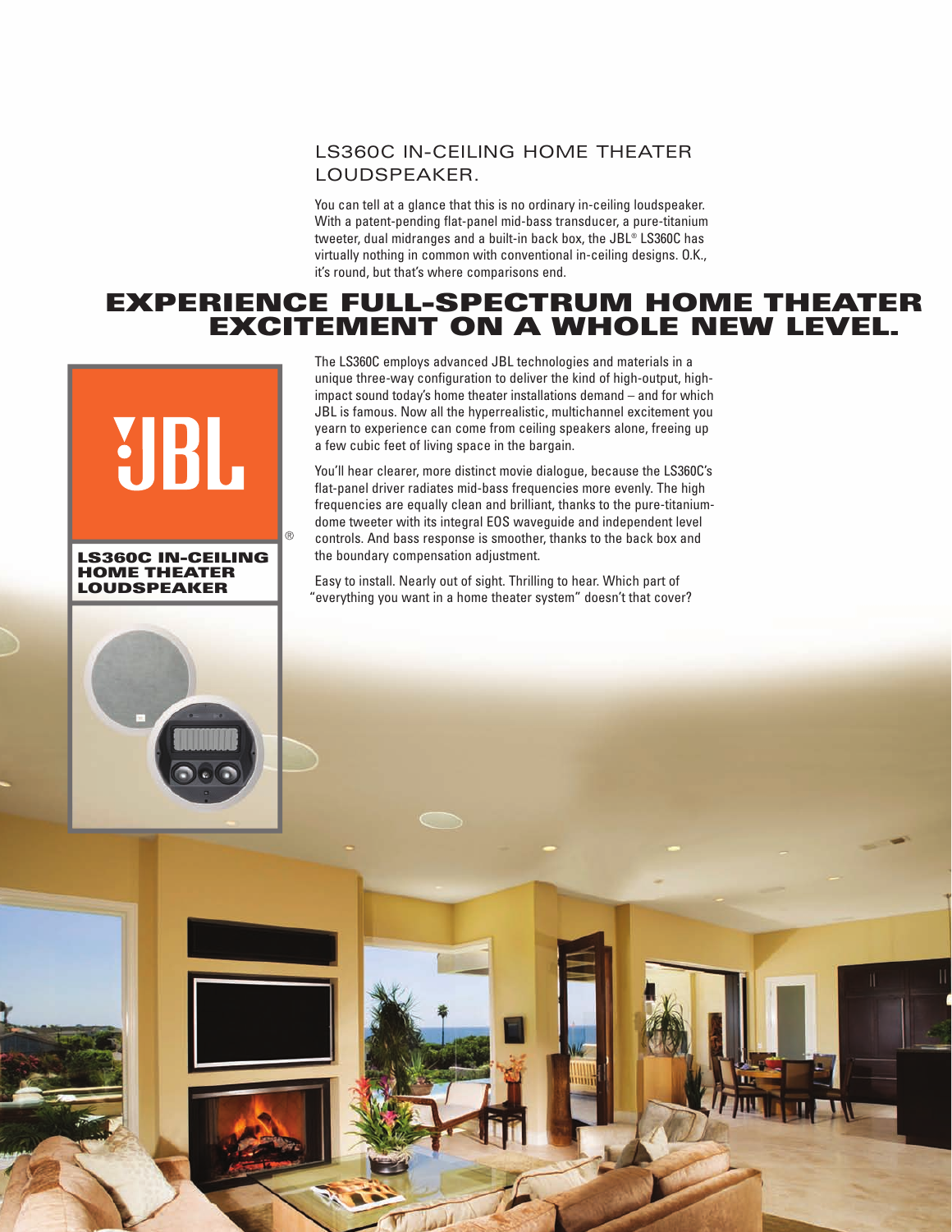## LS360C IN-CEILING HOME THEATER LOUDSPEAKER.

You can tell at a glance that this is no ordinary in-ceiling loudspeaker. With a patent-pending flat-panel mid-bass transducer, a pure-titanium tweeter, dual midranges and a built-in back box, the JBL® LS360C has virtually nothing in common with conventional in-ceiling designs. O.K., it's round, but that's where comparisons end.

# EXPERIENCE FULL-SPECTRUM HOME THEATER EXCITEMENT ON A WHOLE NEW LEVEL.

JBL®

**LS360C IN-CEILING HOME THEATER LOUDSPEAKER**

The LS360C employs advanced JBL technologies and materials in a unique three-way configuration to deliver the kind of high-output, high-impact sound today's home theater installations demand – and for which JBL is famous. Now all the hyperrealistic, multichannel excitement you yearn to experience can come from ceiling speakers alone, freeing up a few cubic feet of living space in the bargain.

You'll hear clearer, more distinct movie dialogue, because the LS360C's flat-panel driver radiates mid-bass frequencies more evenly. The high frequencies are equally clean and brilliant, thanks to the pure-titanium-dome tweeter with its integral EOS waveguide and independent level controls. And bass response is smoother, thanks to the back box and the boundary compensation adjustment.

Easy to install. Nearly out of sight. Thrilling to hear. Which part of "everything you want in a home theater system" doesn't that cover?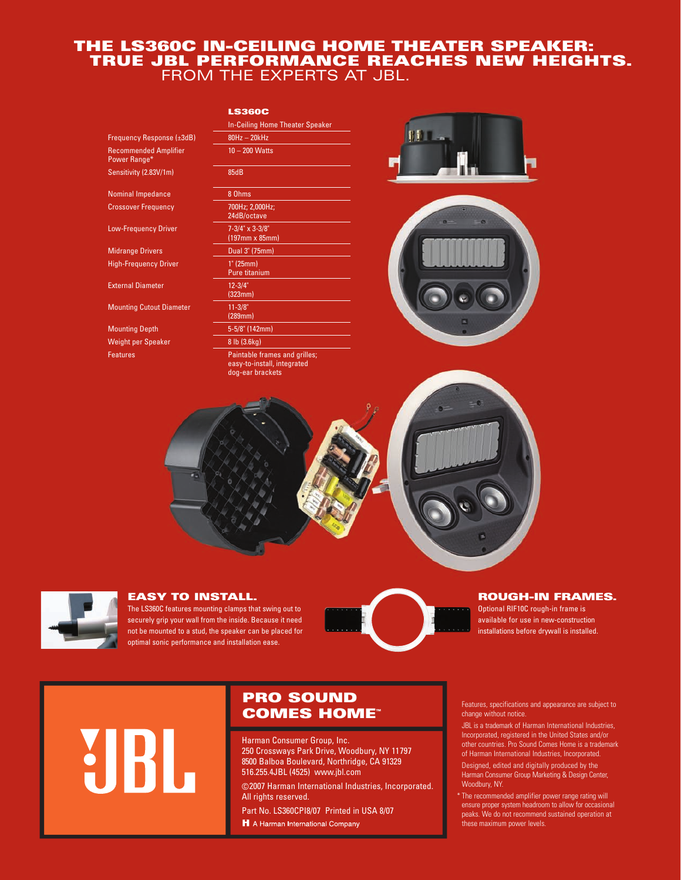# THE LS360C IN-CEILING HOME THEATER SPEAKER: TRUE JBL PERFORMANCE REACHES NEW HEIGHTS.

FROM THE EXPERTS AT JBL.

| | **LS360C** |
|---|---|
| | In-Ceiling Home Theater Speaker |
| Frequency Response (±3dB) | 80Hz – 20kHz |
| Recommended Amplifier Power Range* | 10 – 200 Watts |
| Sensitivity (2.83V/1m) | 85dB |
| Nominal Impedance | 8 Ohms |
| Crossover Frequency | 700Hz; 2,000Hz; 24dB/octave |
| Low-Frequency Driver | 7-3/4" x 3-3/8" (197mm x 85mm) |
| Midrange Drivers | Dual 3" (75mm) |
| High-Frequency Driver | 1" (25mm) Pure titanium |
| External Diameter | 12-3/4" (323mm) |
| Mounting Cutout Diameter | 11-3/8" (289mm) |
| Mounting Depth | 5-5/8" (142mm) |
| Weight per Speaker | 8 lb (3.6kg) |
| Features | Paintable frames and grilles; easy-to-install, integrated dog-ear brackets |

## EASY TO INSTALL.

The LS360C features mounting clamps that swing out to securely grip your wall from the inside. Because it need not be mounted to a stud, the speaker can be placed for optimal sonic performance and installation ease.

## ROUGH-IN FRAMES.

Optional RIF10C rough-in frame is available for use in new-construction installations before drywall is installed.

## PRO SOUND COMES HOME™

Harman Consumer Group, Inc.
250 Crossways Park Drive, Woodbury, NY 11797
8500 Balboa Boulevard, Northridge, CA 91329
516.255.4JBL (4525) www.jbl.com

©2007 Harman International Industries, Incorporated. All rights reserved.

Part No. LS360CPI8/07 Printed in USA 8/07

H A Harman International Company

Features, specifications and appearance are subject to change without notice.

JBL is a trademark of Harman International Industries, Incorporated, registered in the United States and/or other countries. Pro Sound Comes Home is a trademark of Harman International Industries, Incorporated.

Designed, edited and digitally produced by the Harman Consumer Group Marketing & Design Center, Woodbury, NY.

\* The recommended amplifier power range rating will ensure proper system headroom to allow for occasional peaks. We do not recommend sustained operation at these maximum power levels.